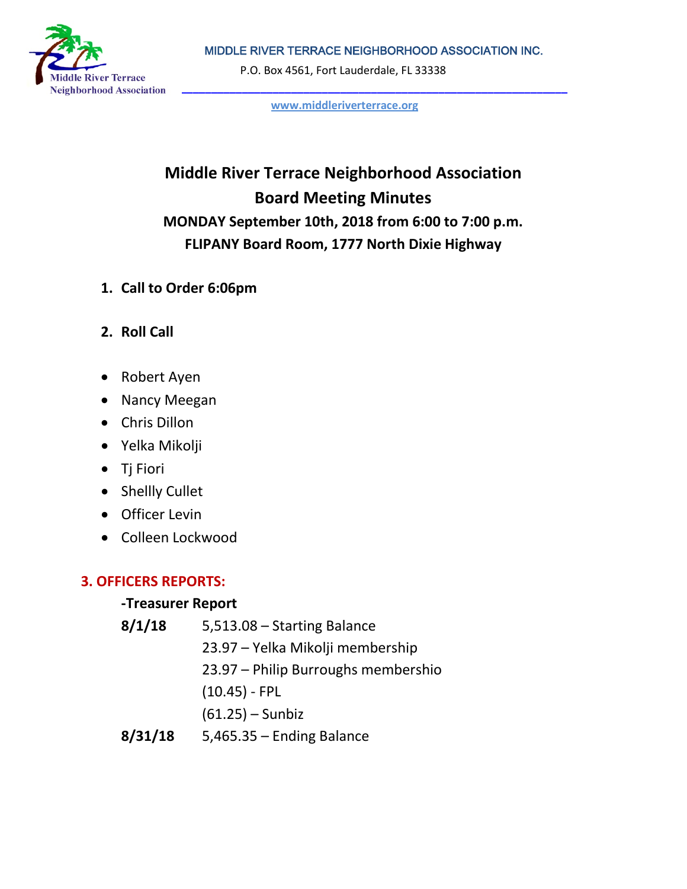MIDDLE RIVER TERRACE NEIGHBORHOOD ASSOCIATION INC.

P.O. Box 4561, Fort Lauderdale, FL 33338

www.middleriverterrace.org

# Middle River Terrace Neighborhood Association
# Board Meeting Minutes

**MONDAY September 10th, 2018 from 6:00 to 7:00 p.m.**

**FLIPANY Board Room, 1777 North Dixie Highway**

1. **Call to Order 6:06pm**

2. **Roll Call**

- Robert Ayen
- Nancy Meegan
- Chris Dillon
- Yelka Mikolji
- Tj Fiori
- Shellly Cullet
- Officer Levin
- Colleen Lockwood

## 3. OFFICERS REPORTS:

**-Treasurer Report**

| | |
|---|---|
| **8/1/18** | 5,513.08 – Starting Balance |
| | 23.97 – Yelka Mikolji membership |
| | 23.97 – Philip Burroughs membershio |
| | (10.45) - FPL |
| | (61.25) – Sunbiz |
| **8/31/18** | 5,465.35 – Ending Balance |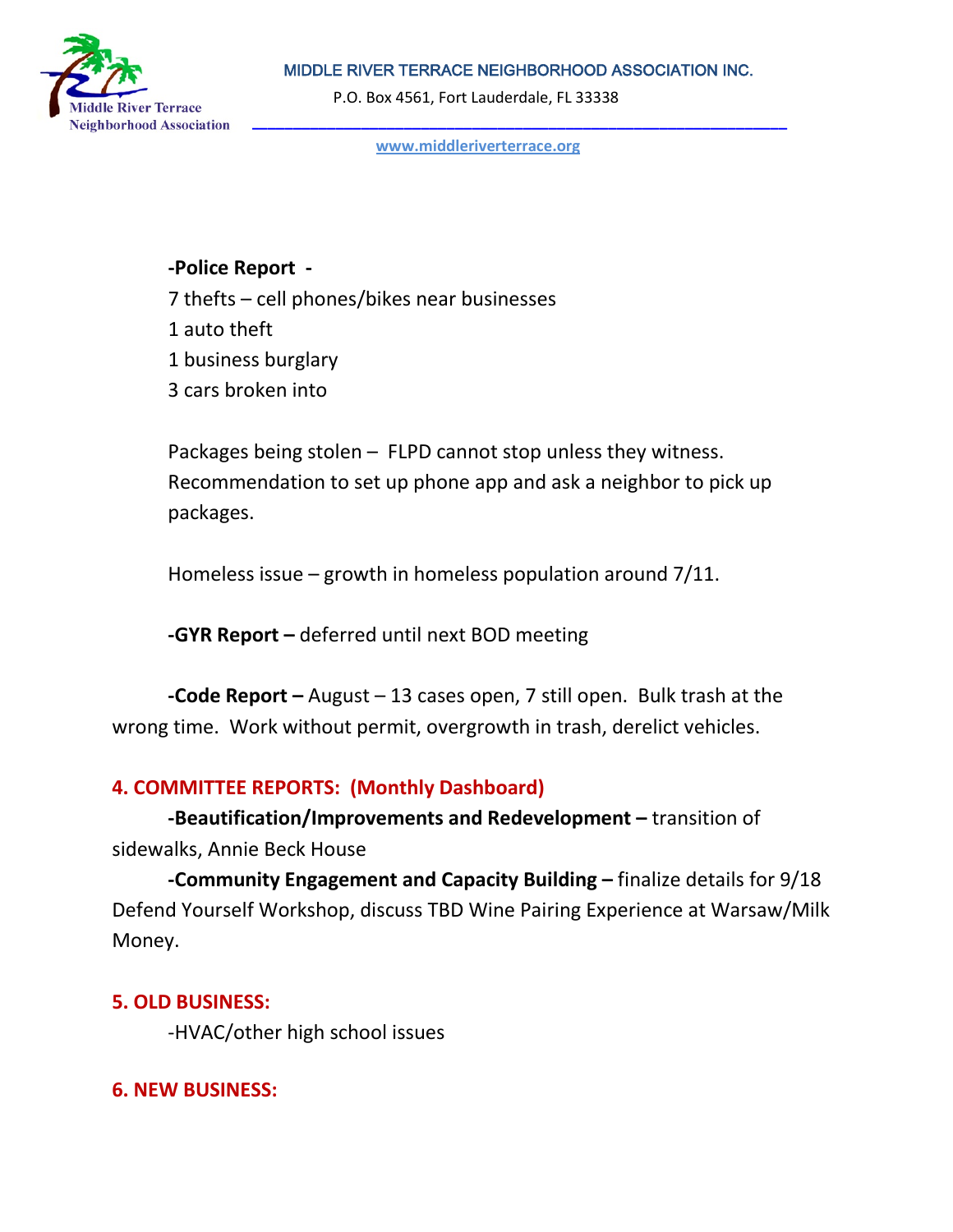**-Police Report -**
7 thefts – cell phones/bikes near businesses
1 auto theft
1 business burglary
3 cars broken into

Packages being stolen – FLPD cannot stop unless they witness. Recommendation to set up phone app and ask a neighbor to pick up packages.

Homeless issue – growth in homeless population around 7/11.

**-GYR Report –** deferred until next BOD meeting

**-Code Report –** August – 13 cases open, 7 still open. Bulk trash at the wrong time. Work without permit, overgrowth in trash, derelict vehicles.

## 4. COMMITTEE REPORTS: (Monthly Dashboard)

**-Beautification/Improvements and Redevelopment –** transition of sidewalks, Annie Beck House

**-Community Engagement and Capacity Building –** finalize details for 9/18 Defend Yourself Workshop, discuss TBD Wine Pairing Experience at Warsaw/Milk Money.

## 5. OLD BUSINESS:

-HVAC/other high school issues

## 6. NEW BUSINESS: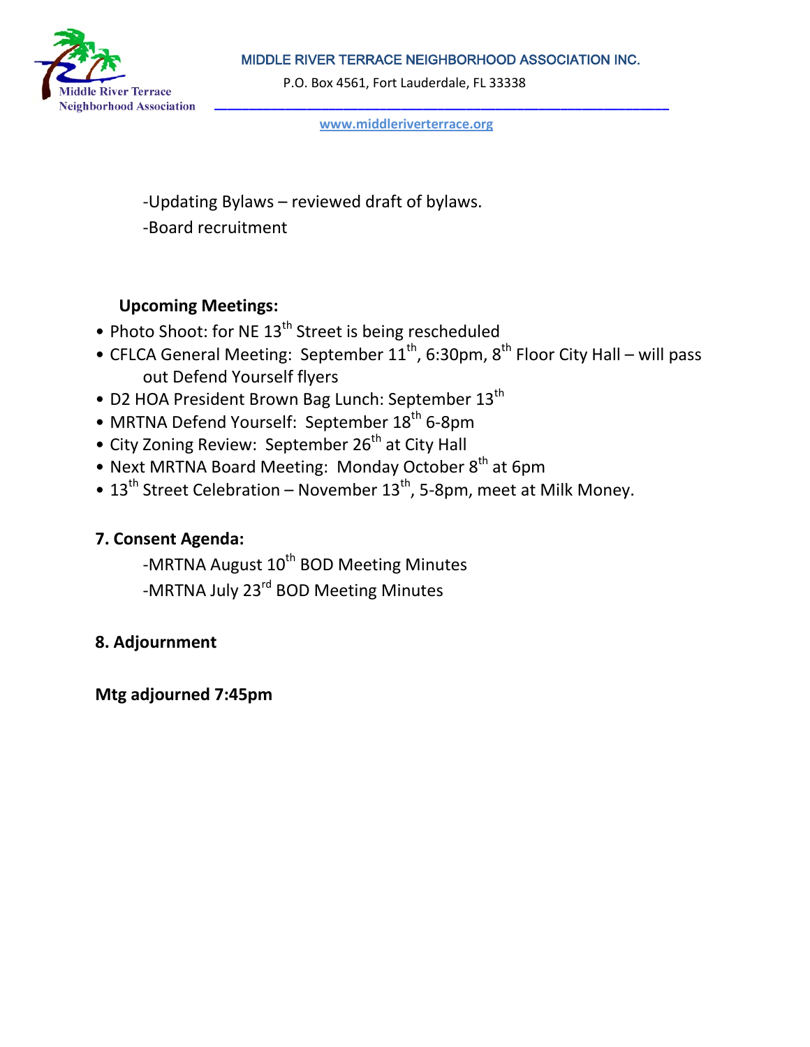-Updating Bylaws – reviewed draft of bylaws.

-Board recruitment

**Upcoming Meetings:**

- Photo Shoot: for NE 13th Street is being rescheduled
- CFLCA General Meeting: September 11th, 6:30pm, 8th Floor City Hall – will pass out Defend Yourself flyers
- D2 HOA President Brown Bag Lunch: September 13th
- MRTNA Defend Yourself: September 18th 6-8pm
- City Zoning Review: September 26th at City Hall
- Next MRTNA Board Meeting: Monday October 8th at 6pm
- 13th Street Celebration – November 13th, 5-8pm, meet at Milk Money.

**7. Consent Agenda:**

-MRTNA August 10th BOD Meeting Minutes

-MRTNA July 23rd BOD Meeting Minutes

**8. Adjournment**

**Mtg adjourned 7:45pm**